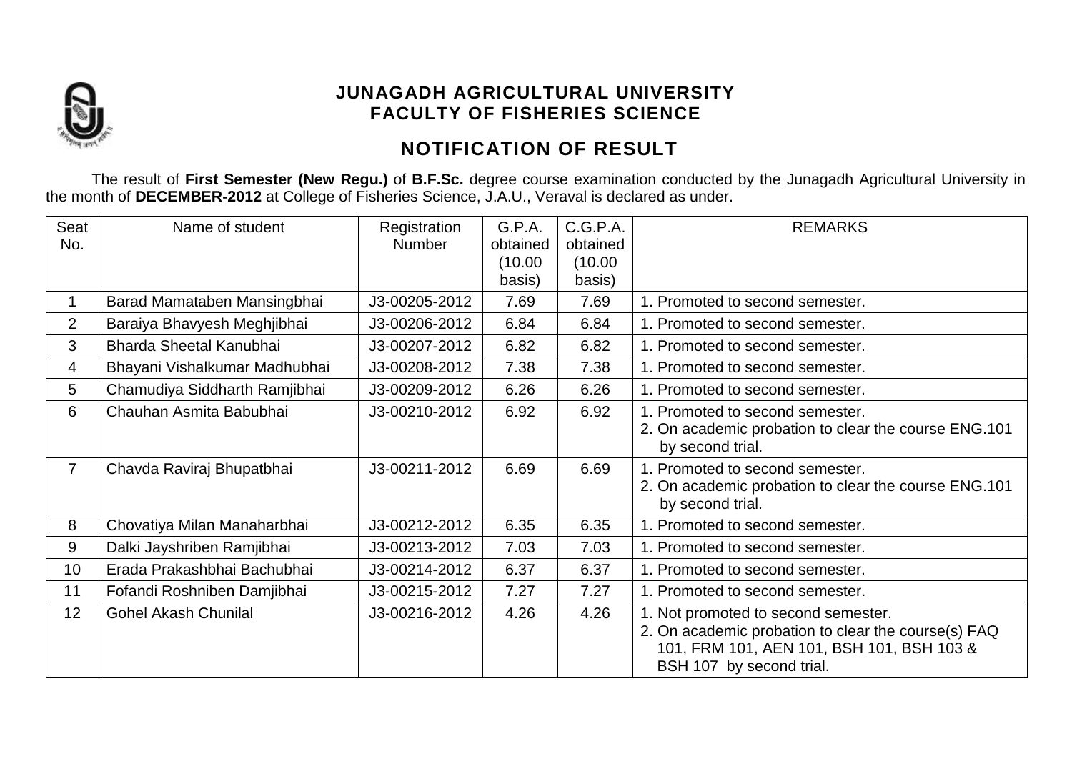# JUNAGADH AGRICULTURAL UNIVERSITY
## FACULTY OF FISHERIES SCIENCE

## NOTIFICATION OF RESULT

The result of **First Semester (New Regu.)** of **B.F.Sc.** degree course examination conducted by the Junagadh Agricultural University in the month of **DECEMBER-2012** at College of Fisheries Science, J.A.U., Veraval is declared as under.

| Seat No. | Name of student | Registration Number | G.P.A. obtained (10.00 basis) | C.G.P.A. obtained (10.00 basis) | REMARKS |
|---|---|---|---|---|---|
| 1 | Barad Mamataben Mansingbhai | J3-00205-2012 | 7.69 | 7.69 | 1. Promoted to second semester. |
| 2 | Baraiya Bhavyesh Meghjibhai | J3-00206-2012 | 6.84 | 6.84 | 1. Promoted to second semester. |
| 3 | Bharda Sheetal Kanubhai | J3-00207-2012 | 6.82 | 6.82 | 1. Promoted to second semester. |
| 4 | Bhayani Vishalkumar Madhubhai | J3-00208-2012 | 7.38 | 7.38 | 1. Promoted to second semester. |
| 5 | Chamudiya Siddharth Ramjibhai | J3-00209-2012 | 6.26 | 6.26 | 1. Promoted to second semester. |
| 6 | Chauhan Asmita Babubhai | J3-00210-2012 | 6.92 | 6.92 | 1. Promoted to second semester. 2. On academic probation to clear the course ENG.101 by second trial. |
| 7 | Chavda Raviraj Bhupatbhai | J3-00211-2012 | 6.69 | 6.69 | 1. Promoted to second semester. 2. On academic probation to clear the course ENG.101 by second trial. |
| 8 | Chovatiya Milan Manaharbhai | J3-00212-2012 | 6.35 | 6.35 | 1. Promoted to second semester. |
| 9 | Dalki Jayshriben Ramjibhai | J3-00213-2012 | 7.03 | 7.03 | 1. Promoted to second semester. |
| 10 | Erada Prakashbhai Bachubhai | J3-00214-2012 | 6.37 | 6.37 | 1. Promoted to second semester. |
| 11 | Fofandi Roshniben Damjibhai | J3-00215-2012 | 7.27 | 7.27 | 1. Promoted to second semester. |
| 12 | Gohel Akash Chunilal | J3-00216-2012 | 4.26 | 4.26 | 1. Not promoted to second semester. 2. On academic probation to clear the course(s) FAQ 101, FRM 101, AEN 101, BSH 101, BSH 103 & BSH 107 by second trial. |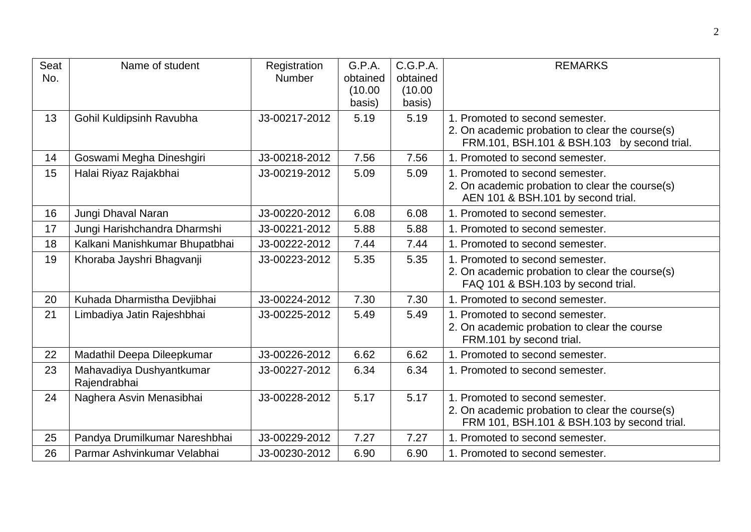| Seat No. | Name of student | Registration Number | G.P.A. obtained (10.00 basis) | C.G.P.A. obtained (10.00 basis) | REMARKS |
|---|---|---|---|---|---|
| 13 | Gohil Kuldipsinh Ravubha | J3-00217-2012 | 5.19 | 5.19 | 1. Promoted to second semester.<br>2. On academic probation to clear the course(s) FRM.101, BSH.101 & BSH.103 by second trial. |
| 14 | Goswami Megha Dineshgiri | J3-00218-2012 | 7.56 | 7.56 | 1. Promoted to second semester. |
| 15 | Halai Riyaz Rajakbhai | J3-00219-2012 | 5.09 | 5.09 | 1. Promoted to second semester.<br>2. On academic probation to clear the course(s) AEN 101 & BSH.101 by second trial. |
| 16 | Jungi Dhaval Naran | J3-00220-2012 | 6.08 | 6.08 | 1. Promoted to second semester. |
| 17 | Jungi Harishchandra Dharmshi | J3-00221-2012 | 5.88 | 5.88 | 1. Promoted to second semester. |
| 18 | Kalkani Manishkumar Bhupatbhai | J3-00222-2012 | 7.44 | 7.44 | 1. Promoted to second semester. |
| 19 | Khoraba Jayshri Bhagvanji | J3-00223-2012 | 5.35 | 5.35 | 1. Promoted to second semester.<br>2. On academic probation to clear the course(s) FAQ 101 & BSH.103 by second trial. |
| 20 | Kuhada Dharmistha Devjibhai | J3-00224-2012 | 7.30 | 7.30 | 1. Promoted to second semester. |
| 21 | Limbadiya Jatin Rajeshbhai | J3-00225-2012 | 5.49 | 5.49 | 1. Promoted to second semester.<br>2. On academic probation to clear the course FRM.101 by second trial. |
| 22 | Madathil Deepa Dileepkumar | J3-00226-2012 | 6.62 | 6.62 | 1. Promoted to second semester. |
| 23 | Mahavadiya Dushyantkumar Rajendrabhai | J3-00227-2012 | 6.34 | 6.34 | 1. Promoted to second semester. |
| 24 | Naghera Asvin Menasibhai | J3-00228-2012 | 5.17 | 5.17 | 1. Promoted to second semester.<br>2. On academic probation to clear the course(s) FRM 101, BSH.101 & BSH.103 by second trial. |
| 25 | Pandya Drumilkumar Nareshbhai | J3-00229-2012 | 7.27 | 7.27 | 1. Promoted to second semester. |
| 26 | Parmar Ashvinkumar Velabhai | J3-00230-2012 | 6.90 | 6.90 | 1. Promoted to second semester. |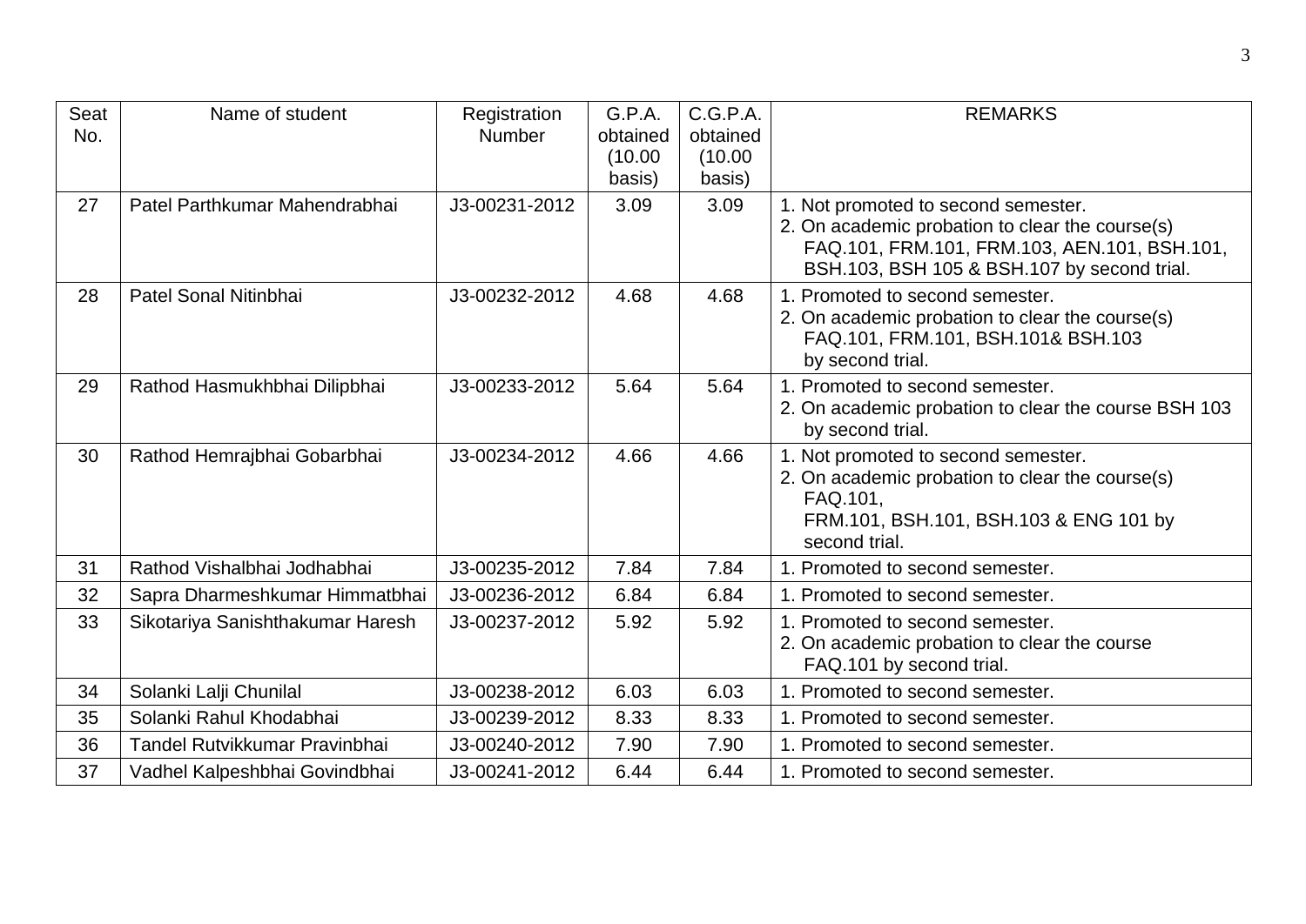| Seat No. | Name of student | Registration Number | G.P.A. obtained (10.00 basis) | C.G.P.A. obtained (10.00 basis) | REMARKS |
|---|---|---|---|---|---|
| 27 | Patel Parthkumar Mahendrabhai | J3-00231-2012 | 3.09 | 3.09 | 1. Not promoted to second semester.<br>2. On academic probation to clear the course(s) FAQ.101, FRM.101, FRM.103, AEN.101, BSH.101, BSH.103, BSH 105 & BSH.107 by second trial. |
| 28 | Patel Sonal Nitinbhai | J3-00232-2012 | 4.68 | 4.68 | 1. Promoted to second semester.<br>2. On academic probation to clear the course(s) FAQ.101, FRM.101, BSH.101& BSH.103 by second trial. |
| 29 | Rathod Hasmukhbhai Dilipbhai | J3-00233-2012 | 5.64 | 5.64 | 1. Promoted to second semester.<br>2. On academic probation to clear the course BSH 103 by second trial. |
| 30 | Rathod Hemrajbhai Gobarbhai | J3-00234-2012 | 4.66 | 4.66 | 1. Not promoted to second semester.<br>2. On academic probation to clear the course(s) FAQ.101, FRM.101, BSH.101, BSH.103 & ENG 101 by second trial. |
| 31 | Rathod Vishalbhai Jodhabhai | J3-00235-2012 | 7.84 | 7.84 | 1. Promoted to second semester. |
| 32 | Sapra Dharmeshkumar Himmatbhai | J3-00236-2012 | 6.84 | 6.84 | 1. Promoted to second semester. |
| 33 | Sikotariya Sanishthakumar Haresh | J3-00237-2012 | 5.92 | 5.92 | 1. Promoted to second semester.<br>2. On academic probation to clear the course FAQ.101 by second trial. |
| 34 | Solanki Lalji Chunilal | J3-00238-2012 | 6.03 | 6.03 | 1. Promoted to second semester. |
| 35 | Solanki Rahul Khodabhai | J3-00239-2012 | 8.33 | 8.33 | 1. Promoted to second semester. |
| 36 | Tandel Rutvikkumar Pravinbhai | J3-00240-2012 | 7.90 | 7.90 | 1. Promoted to second semester. |
| 37 | Vadhel Kalpeshbhai Govindbhai | J3-00241-2012 | 6.44 | 6.44 | 1. Promoted to second semester. |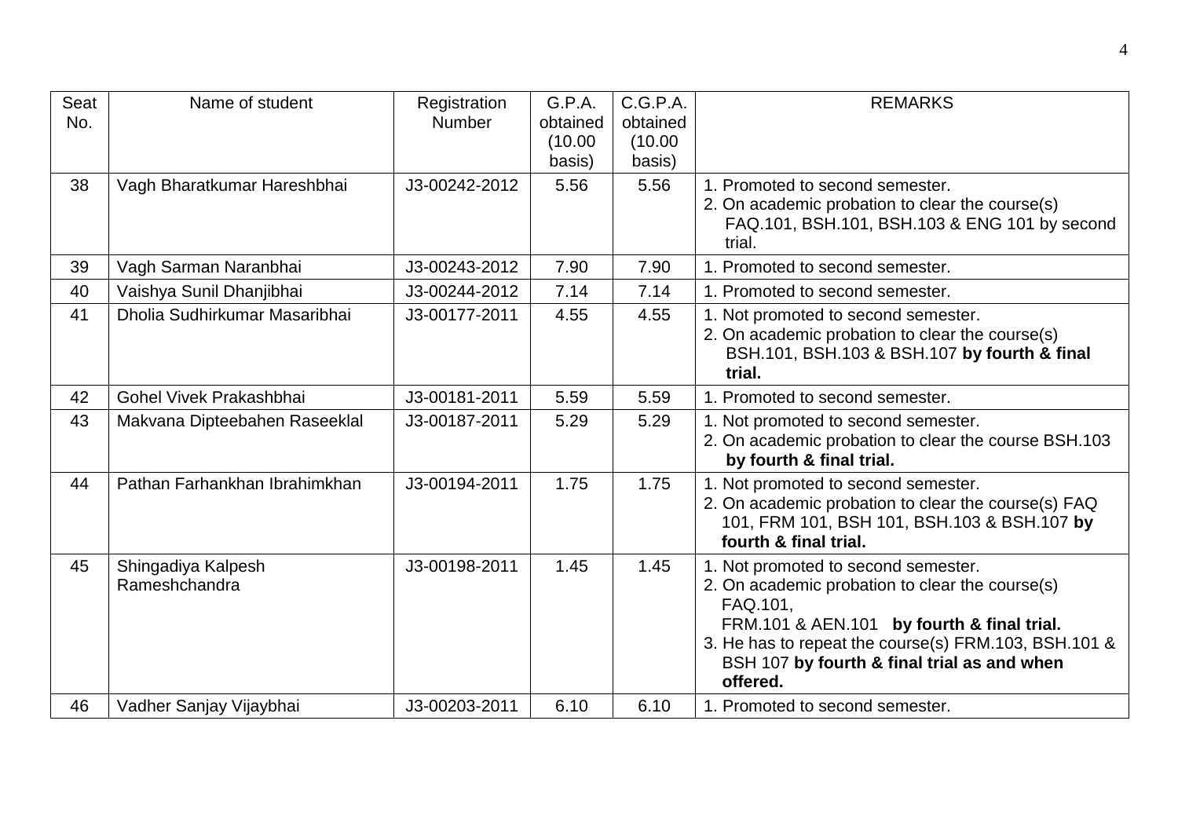| Seat No. | Name of student | Registration Number | G.P.A. obtained (10.00 basis) | C.G.P.A. obtained (10.00 basis) | REMARKS |
|---|---|---|---|---|---|
| 38 | Vagh Bharatkumar Hareshbhai | J3-00242-2012 | 5.56 | 5.56 | 1. Promoted to second semester.<br>2. On academic probation to clear the course(s) FAQ.101, BSH.101, BSH.103 & ENG 101 by second trial. |
| 39 | Vagh Sarman Naranbhai | J3-00243-2012 | 7.90 | 7.90 | 1. Promoted to second semester. |
| 40 | Vaishya Sunil Dhanjibhai | J3-00244-2012 | 7.14 | 7.14 | 1. Promoted to second semester. |
| 41 | Dholia Sudhirkumar Masaribhai | J3-00177-2011 | 4.55 | 4.55 | 1. Not promoted to second semester.<br>2. On academic probation to clear the course(s) BSH.101, BSH.103 & BSH.107 **by fourth & final trial.** |
| 42 | Gohel Vivek Prakashbhai | J3-00181-2011 | 5.59 | 5.59 | 1. Promoted to second semester. |
| 43 | Makvana Dipteebahen Raseeklal | J3-00187-2011 | 5.29 | 5.29 | 1. Not promoted to second semester.<br>2. On academic probation to clear the course BSH.103 **by fourth & final trial.** |
| 44 | Pathan Farhankhan Ibrahimkhan | J3-00194-2011 | 1.75 | 1.75 | 1. Not promoted to second semester.<br>2. On academic probation to clear the course(s) FAQ 101, FRM 101, BSH 101, BSH.103 & BSH.107 **by fourth & final trial.** |
| 45 | Shingadiya Kalpesh Rameshchandra | J3-00198-2011 | 1.45 | 1.45 | 1. Not promoted to second semester.<br>2. On academic probation to clear the course(s) FAQ.101, FRM.101 & AEN.101 **by fourth & final trial.**<br>3. He has to repeat the course(s) FRM.103, BSH.101 & BSH 107 **by fourth & final trial as and when offered.** |
| 46 | Vadher Sanjay Vijaybhai | J3-00203-2011 | 6.10 | 6.10 | 1. Promoted to second semester. |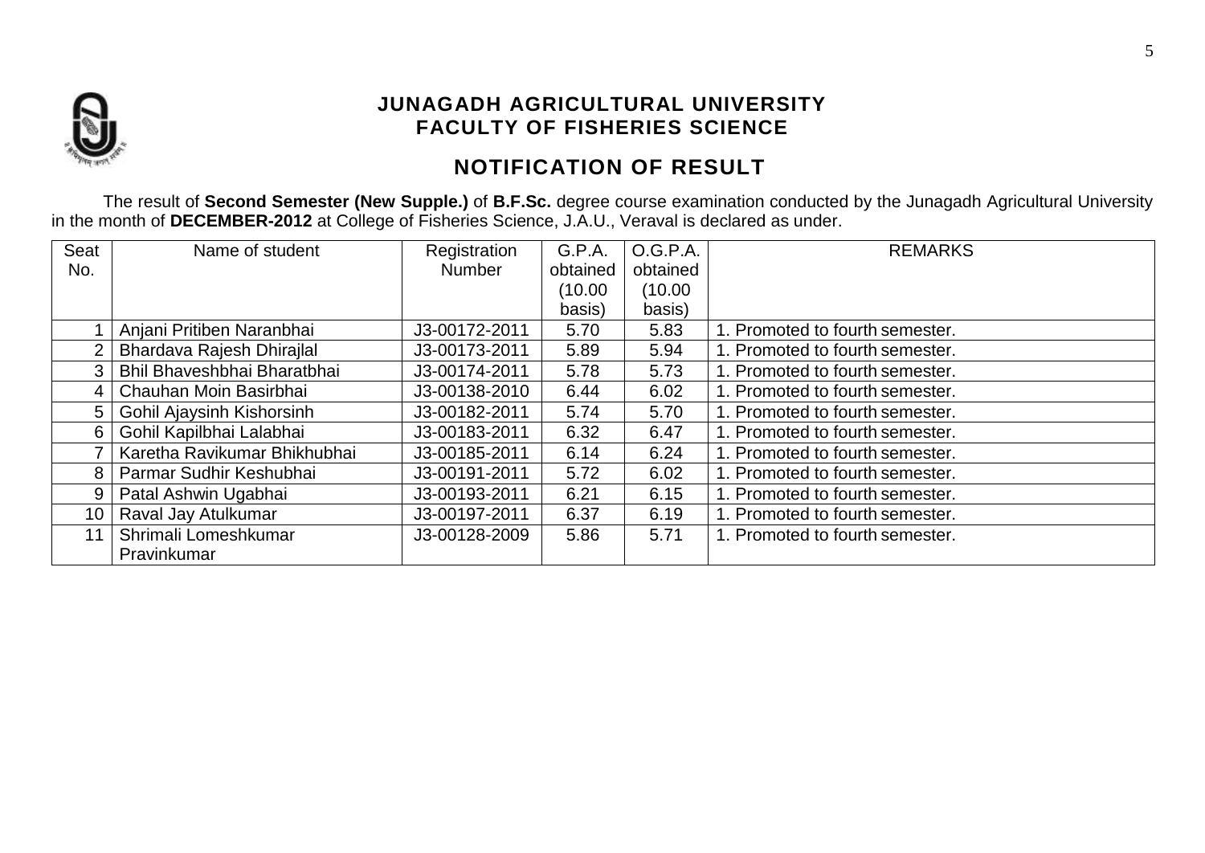**JUNAGADH AGRICULTURAL UNIVERSITY**
**FACULTY OF FISHERIES SCIENCE**

## NOTIFICATION OF RESULT

The result of **Second Semester (New Supple.)** of **B.F.Sc.** degree course examination conducted by the Junagadh Agricultural University in the month of **DECEMBER-2012** at College of Fisheries Science, J.A.U., Veraval is declared as under.

| Seat No. | Name of student | Registration Number | G.P.A. obtained (10.00 basis) | O.G.P.A. obtained (10.00 basis) | REMARKS |
|---|---|---|---|---|---|
| 1 | Anjani Pritiben Naranbhai | J3-00172-2011 | 5.70 | 5.83 | 1. Promoted to fourth semester. |
| 2 | Bhardava Rajesh Dhirajlal | J3-00173-2011 | 5.89 | 5.94 | 1. Promoted to fourth semester. |
| 3 | Bhil Bhaveshbhai Bharatbhai | J3-00174-2011 | 5.78 | 5.73 | 1. Promoted to fourth semester. |
| 4 | Chauhan Moin Basirbhai | J3-00138-2010 | 6.44 | 6.02 | 1. Promoted to fourth semester. |
| 5 | Gohil Ajaysinh Kishorsinh | J3-00182-2011 | 5.74 | 5.70 | 1. Promoted to fourth semester. |
| 6 | Gohil Kapilbhai Lalabhai | J3-00183-2011 | 6.32 | 6.47 | 1. Promoted to fourth semester. |
| 7 | Karetha Ravikumar Bhikhubhai | J3-00185-2011 | 6.14 | 6.24 | 1. Promoted to fourth semester. |
| 8 | Parmar Sudhir Keshubhai | J3-00191-2011 | 5.72 | 6.02 | 1. Promoted to fourth semester. |
| 9 | Patal Ashwin Ugabhai | J3-00193-2011 | 6.21 | 6.15 | 1. Promoted to fourth semester. |
| 10 | Raval Jay Atulkumar | J3-00197-2011 | 6.37 | 6.19 | 1. Promoted to fourth semester. |
| 11 | Shrimali Lomeshkumar Pravinkumar | J3-00128-2009 | 5.86 | 5.71 | 1. Promoted to fourth semester. |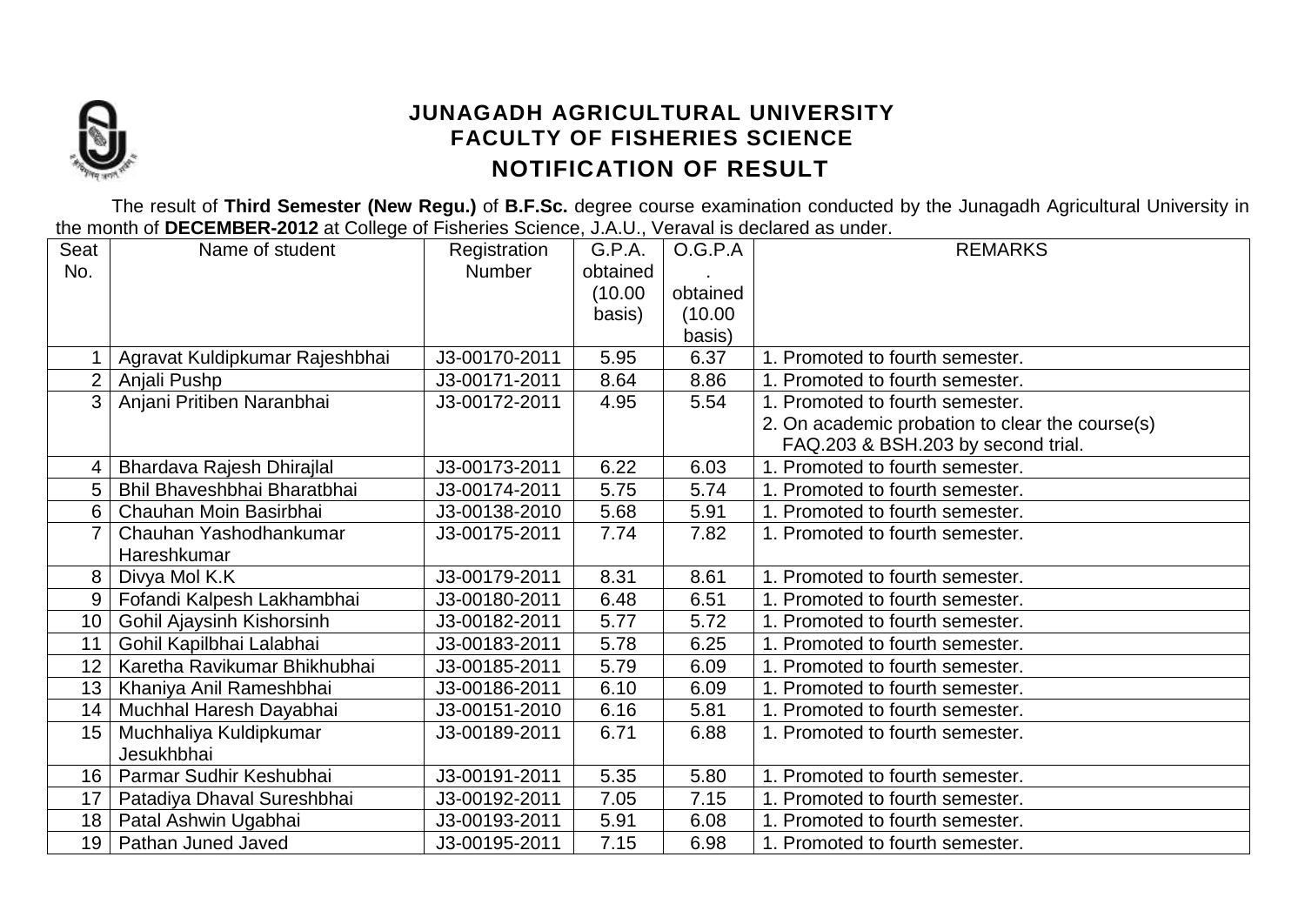# JUNAGADH AGRICULTURAL UNIVERSITY
## FACULTY OF FISHERIES SCIENCE
## NOTIFICATION OF RESULT

The result of **Third Semester (New Regu.)** of **B.F.Sc.** degree course examination conducted by the Junagadh Agricultural University in the month of **DECEMBER-2012** at College of Fisheries Science, J.A.U., Veraval is declared as under.

| Seat No. | Name of student | Registration Number | G.P.A. obtained (10.00 basis) | O.G.P.A. obtained (10.00 basis) | REMARKS |
|---|---|---|---|---|---|
| 1 | Agravat Kuldipkumar Rajeshbhai | J3-00170-2011 | 5.95 | 6.37 | 1. Promoted to fourth semester. |
| 2 | Anjali Pushp | J3-00171-2011 | 8.64 | 8.86 | 1. Promoted to fourth semester. |
| 3 | Anjani Pritiben Naranbhai | J3-00172-2011 | 4.95 | 5.54 | 1. Promoted to fourth semester. 2. On academic probation to clear the course(s) FAQ.203 & BSH.203 by second trial. |
| 4 | Bhardava Rajesh Dhirajlal | J3-00173-2011 | 6.22 | 6.03 | 1. Promoted to fourth semester. |
| 5 | Bhil Bhaveshbhai Bharatbhai | J3-00174-2011 | 5.75 | 5.74 | 1. Promoted to fourth semester. |
| 6 | Chauhan Moin Basirbhai | J3-00138-2010 | 5.68 | 5.91 | 1. Promoted to fourth semester. |
| 7 | Chauhan Yashodhankumar Hareshkumar | J3-00175-2011 | 7.74 | 7.82 | 1. Promoted to fourth semester. |
| 8 | Divya Mol K.K | J3-00179-2011 | 8.31 | 8.61 | 1. Promoted to fourth semester. |
| 9 | Fofandi Kalpesh Lakhambhai | J3-00180-2011 | 6.48 | 6.51 | 1. Promoted to fourth semester. |
| 10 | Gohil Ajaysinh Kishorsinh | J3-00182-2011 | 5.77 | 5.72 | 1. Promoted to fourth semester. |
| 11 | Gohil Kapilbhai Lalabhai | J3-00183-2011 | 5.78 | 6.25 | 1. Promoted to fourth semester. |
| 12 | Karetha Ravikumar Bhikhubhai | J3-00185-2011 | 5.79 | 6.09 | 1. Promoted to fourth semester. |
| 13 | Khaniya Anil Rameshbhai | J3-00186-2011 | 6.10 | 6.09 | 1. Promoted to fourth semester. |
| 14 | Muchhal Haresh Dayabhai | J3-00151-2010 | 6.16 | 5.81 | 1. Promoted to fourth semester. |
| 15 | Muchhaliya Kuldipkumar Jesukhbhai | J3-00189-2011 | 6.71 | 6.88 | 1. Promoted to fourth semester. |
| 16 | Parmar Sudhir Keshubhai | J3-00191-2011 | 5.35 | 5.80 | 1. Promoted to fourth semester. |
| 17 | Patadiya Dhaval Sureshbhai | J3-00192-2011 | 7.05 | 7.15 | 1. Promoted to fourth semester. |
| 18 | Patal Ashwin Ugabhai | J3-00193-2011 | 5.91 | 6.08 | 1. Promoted to fourth semester. |
| 19 | Pathan Juned Javed | J3-00195-2011 | 7.15 | 6.98 | 1. Promoted to fourth semester. |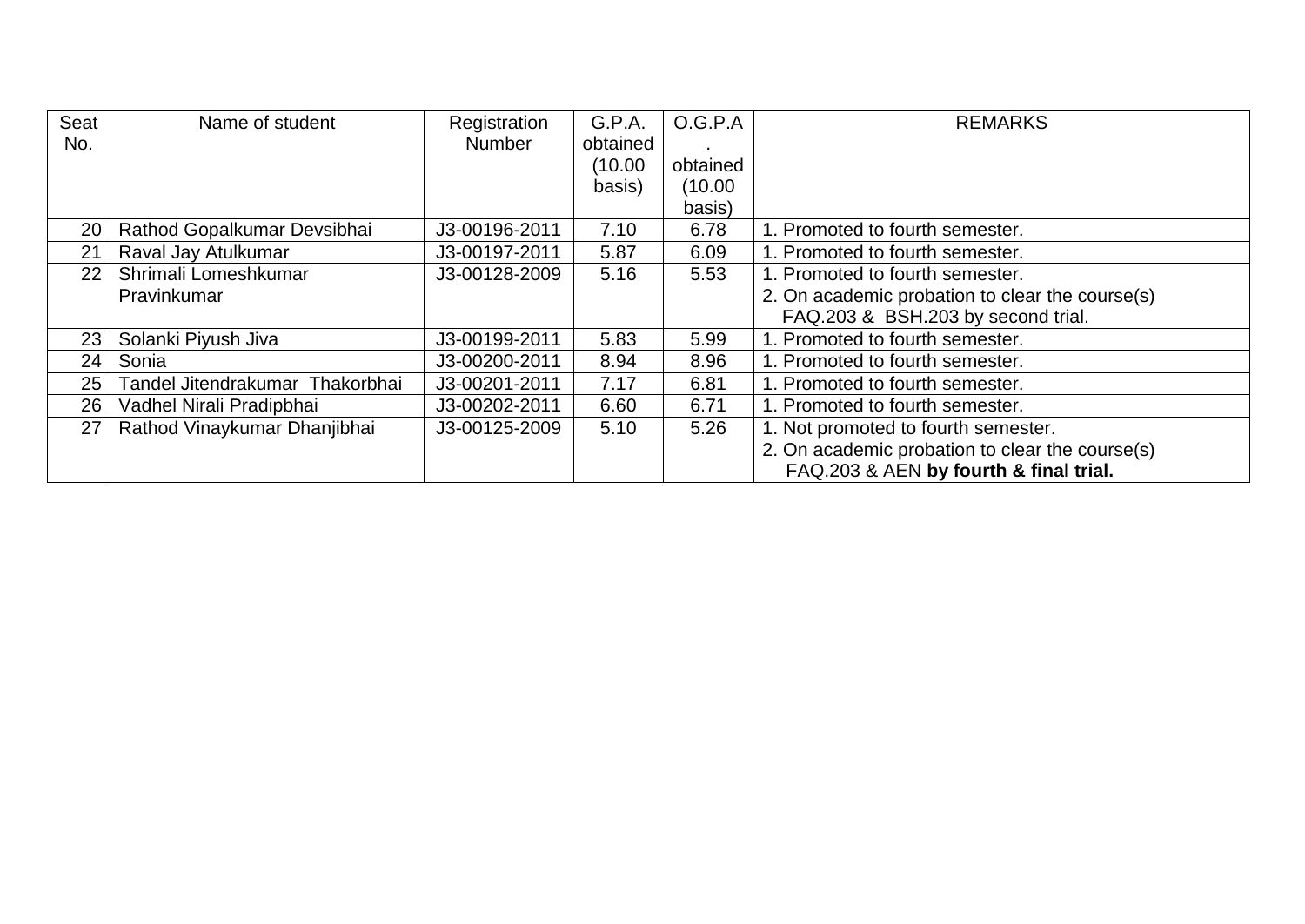| Seat No. | Name of student | Registration Number | G.P.A. obtained (10.00 basis) | O.G.P.A. obtained (10.00 basis) | REMARKS |
|---|---|---|---|---|---|
| 20 | Rathod Gopalkumar Devsibhai | J3-00196-2011 | 7.10 | 6.78 | 1. Promoted to fourth semester. |
| 21 | Raval Jay Atulkumar | J3-00197-2011 | 5.87 | 6.09 | 1. Promoted to fourth semester. |
| 22 | Shrimali Lomeshkumar Pravinkumar | J3-00128-2009 | 5.16 | 5.53 | 1. Promoted to fourth semester.<br>2. On academic probation to clear the course(s) FAQ.203 & BSH.203 by second trial. |
| 23 | Solanki Piyush Jiva | J3-00199-2011 | 5.83 | 5.99 | 1. Promoted to fourth semester. |
| 24 | Sonia | J3-00200-2011 | 8.94 | 8.96 | 1. Promoted to fourth semester. |
| 25 | Tandel Jitendrakumar Thakorbhai | J3-00201-2011 | 7.17 | 6.81 | 1. Promoted to fourth semester. |
| 26 | Vadhel Nirali Pradipbhai | J3-00202-2011 | 6.60 | 6.71 | 1. Promoted to fourth semester. |
| 27 | Rathod Vinaykumar Dhanjibhai | J3-00125-2009 | 5.10 | 5.26 | 1. Not promoted to fourth semester.<br>2. On academic probation to clear the course(s) FAQ.203 & AEN **by fourth & final trial.** |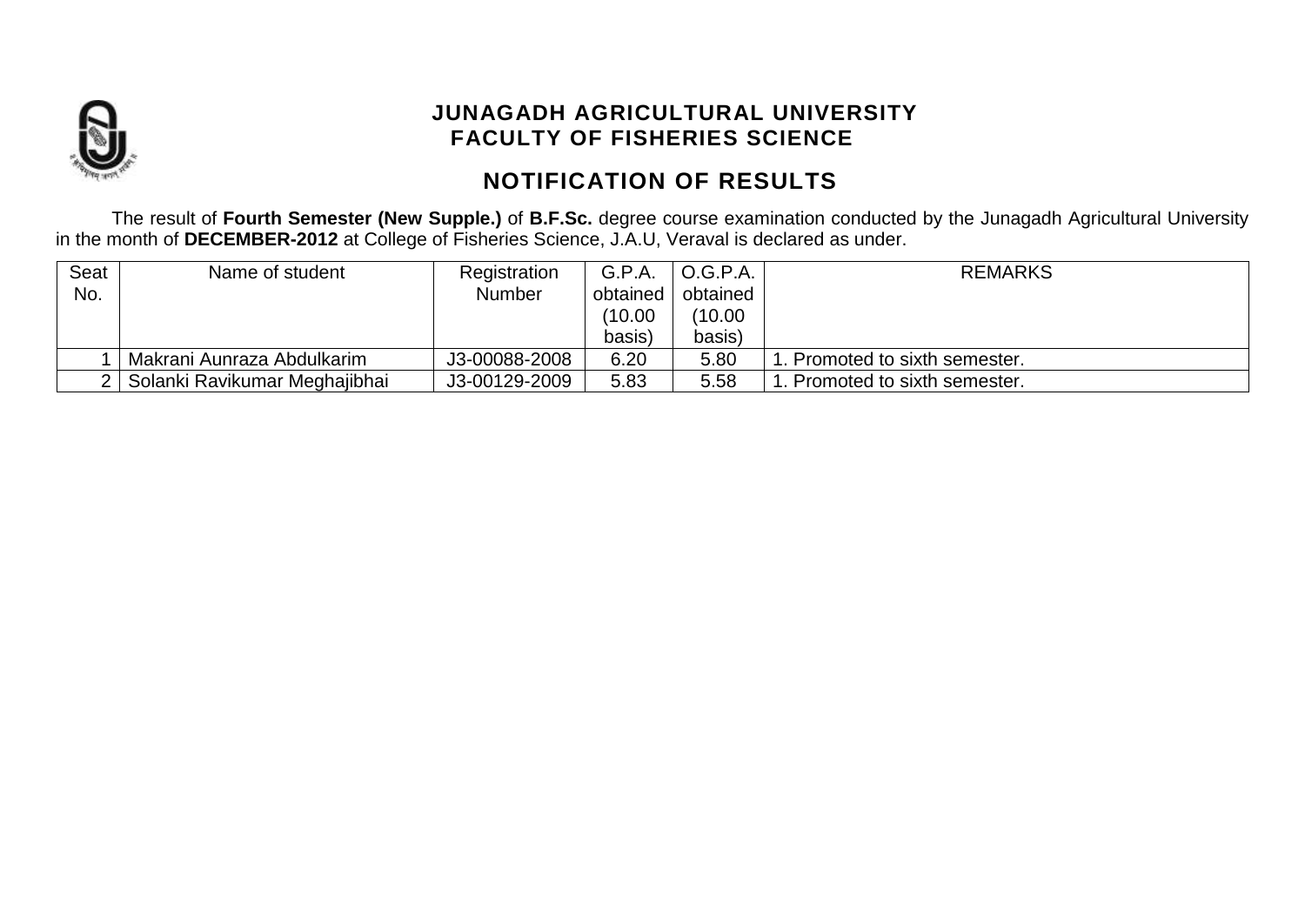# JUNAGADH AGRICULTURAL UNIVERSITY
## FACULTY OF FISHERIES SCIENCE

## NOTIFICATION OF RESULTS

The result of **Fourth Semester (New Supple.)** of **B.F.Sc.** degree course examination conducted by the Junagadh Agricultural University in the month of **DECEMBER-2012** at College of Fisheries Science, J.A.U, Veraval is declared as under.

| Seat No. | Name of student | Registration Number | G.P.A. obtained (10.00 basis) | O.G.P.A. obtained (10.00 basis) | REMARKS |
|---|---|---|---|---|---|
| 1 | Makrani Aunraza Abdulkarim | J3-00088-2008 | 6.20 | 5.80 | 1. Promoted to sixth semester. |
| 2 | Solanki Ravikumar Meghajibhai | J3-00129-2009 | 5.83 | 5.58 | 1. Promoted to sixth semester. |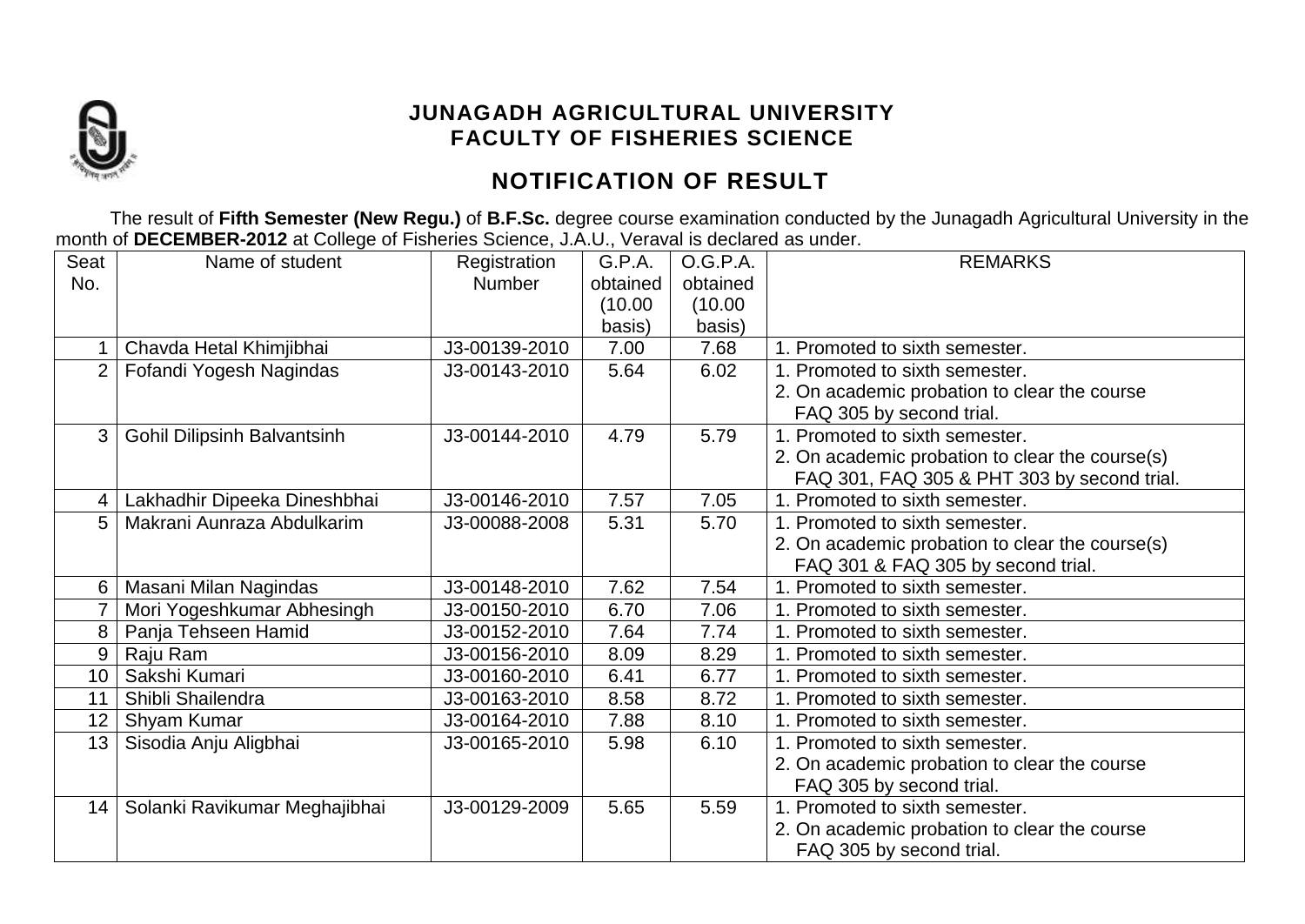# JUNAGADH AGRICULTURAL UNIVERSITY
## FACULTY OF FISHERIES SCIENCE

## NOTIFICATION OF RESULT

The result of **Fifth Semester (New Regu.)** of **B.F.Sc.** degree course examination conducted by the Junagadh Agricultural University in the month of **DECEMBER-2012** at College of Fisheries Science, J.A.U., Veraval is declared as under.

| Seat No. | Name of student | Registration Number | G.P.A. obtained (10.00 basis) | O.G.P.A. obtained (10.00 basis) | REMARKS |
|---|---|---|---|---|---|
| 1 | Chavda Hetal Khimjibhai | J3-00139-2010 | 7.00 | 7.68 | 1. Promoted to sixth semester. |
| 2 | Fofandi Yogesh Nagindas | J3-00143-2010 | 5.64 | 6.02 | 1. Promoted to sixth semester.<br>2. On academic probation to clear the course FAQ 305 by second trial. |
| 3 | Gohil Dilipsinh Balvantsinh | J3-00144-2010 | 4.79 | 5.79 | 1. Promoted to sixth semester.<br>2. On academic probation to clear the course(s) FAQ 301, FAQ 305 & PHT 303 by second trial. |
| 4 | Lakhadhir Dipeeka Dineshbhai | J3-00146-2010 | 7.57 | 7.05 | 1. Promoted to sixth semester. |
| 5 | Makrani Aunraza Abdulkarim | J3-00088-2008 | 5.31 | 5.70 | 1. Promoted to sixth semester.<br>2. On academic probation to clear the course(s) FAQ 301 & FAQ 305 by second trial. |
| 6 | Masani Milan Nagindas | J3-00148-2010 | 7.62 | 7.54 | 1. Promoted to sixth semester. |
| 7 | Mori Yogeshkumar Abhesingh | J3-00150-2010 | 6.70 | 7.06 | 1. Promoted to sixth semester. |
| 8 | Panja Tehseen Hamid | J3-00152-2010 | 7.64 | 7.74 | 1. Promoted to sixth semester. |
| 9 | Raju Ram | J3-00156-2010 | 8.09 | 8.29 | 1. Promoted to sixth semester. |
| 10 | Sakshi Kumari | J3-00160-2010 | 6.41 | 6.77 | 1. Promoted to sixth semester. |
| 11 | Shibli Shailendra | J3-00163-2010 | 8.58 | 8.72 | 1. Promoted to sixth semester. |
| 12 | Shyam Kumar | J3-00164-2010 | 7.88 | 8.10 | 1. Promoted to sixth semester. |
| 13 | Sisodia Anju Aligbhai | J3-00165-2010 | 5.98 | 6.10 | 1. Promoted to sixth semester.<br>2. On academic probation to clear the course FAQ 305 by second trial. |
| 14 | Solanki Ravikumar Meghajibhai | J3-00129-2009 | 5.65 | 5.59 | 1. Promoted to sixth semester.<br>2. On academic probation to clear the course FAQ 305 by second trial. |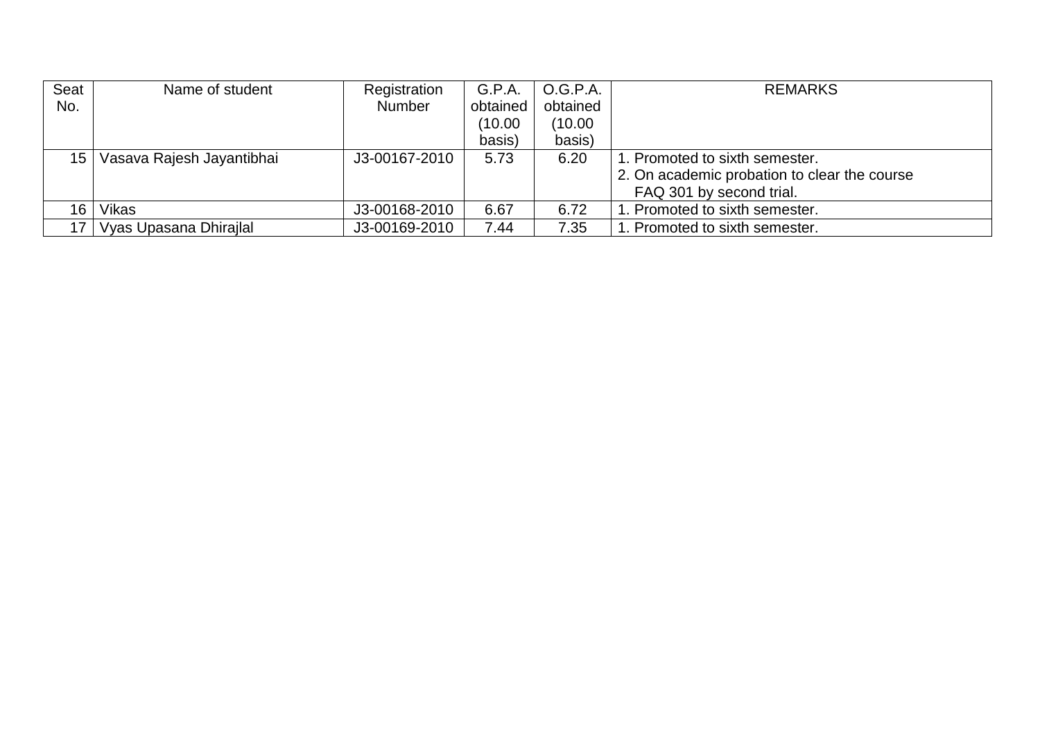| Seat No. | Name of student | Registration Number | G.P.A. obtained (10.00 basis) | O.G.P.A. obtained (10.00 basis) | REMARKS |
| --- | --- | --- | --- | --- | --- |
| 15 | Vasava Rajesh Jayantibhai | J3-00167-2010 | 5.73 | 6.20 | 1. Promoted to sixth semester.<br>2. On academic probation to clear the course FAQ 301 by second trial. |
| 16 | Vikas | J3-00168-2010 | 6.67 | 6.72 | 1. Promoted to sixth semester. |
| 17 | Vyas Upasana Dhirajlal | J3-00169-2010 | 7.44 | 7.35 | 1. Promoted to sixth semester. |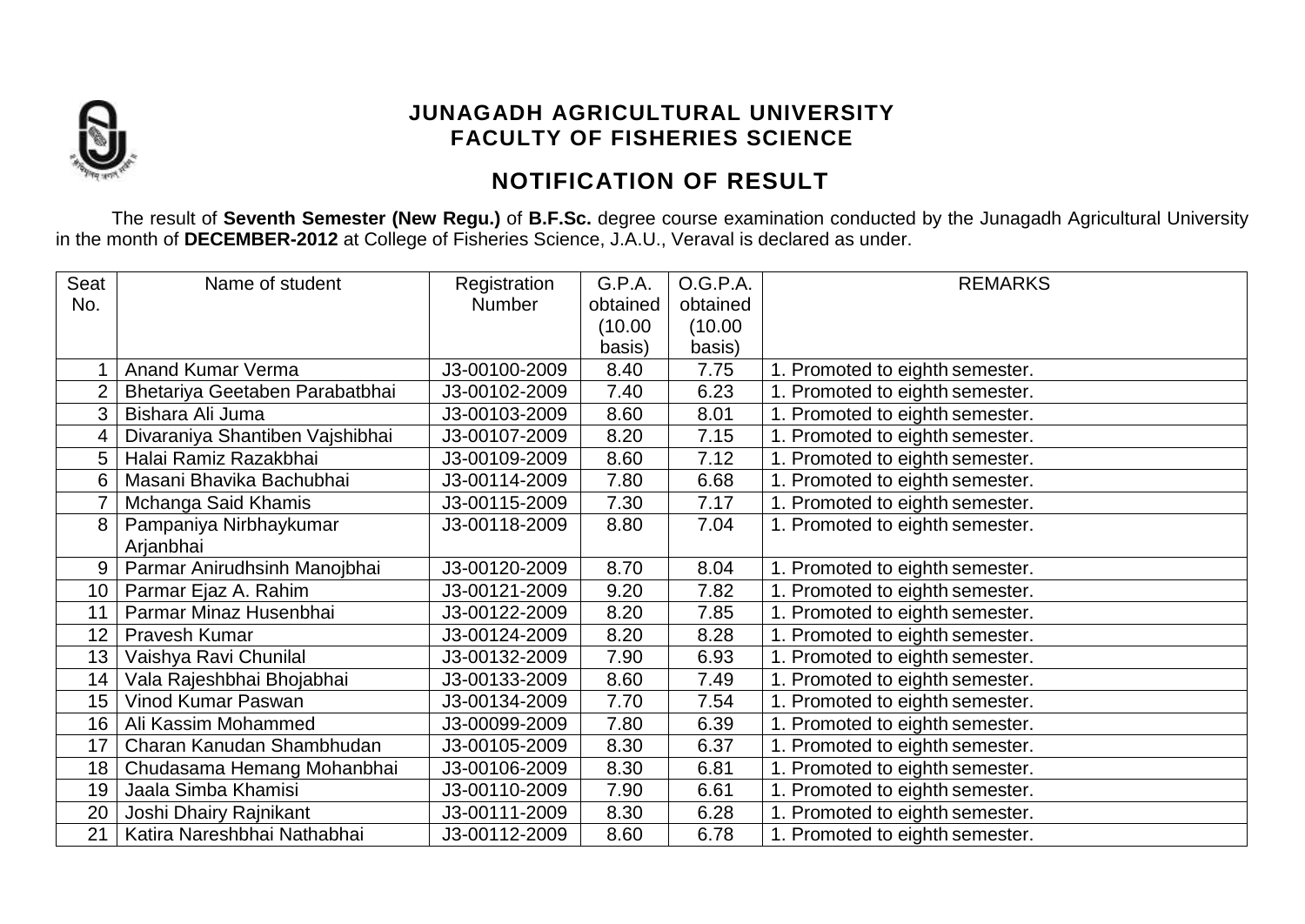## JUNAGADH AGRICULTURAL UNIVERSITY
## FACULTY OF FISHERIES SCIENCE

# NOTIFICATION OF RESULT

The result of **Seventh Semester (New Regu.)** of **B.F.Sc.** degree course examination conducted by the Junagadh Agricultural University in the month of **DECEMBER-2012** at College of Fisheries Science, J.A.U., Veraval is declared as under.

| Seat No. | Name of student | Registration Number | G.P.A. obtained (10.00 basis) | O.G.P.A. obtained (10.00 basis) | REMARKS |
|---|---|---|---|---|---|
| 1 | Anand Kumar Verma | J3-00100-2009 | 8.40 | 7.75 | 1. Promoted to eighth semester. |
| 2 | Bhetariya Geetaben Parabatbhai | J3-00102-2009 | 7.40 | 6.23 | 1. Promoted to eighth semester. |
| 3 | Bishara Ali Juma | J3-00103-2009 | 8.60 | 8.01 | 1. Promoted to eighth semester. |
| 4 | Divaraniya Shantiben Vajshibhai | J3-00107-2009 | 8.20 | 7.15 | 1. Promoted to eighth semester. |
| 5 | Halai Ramiz Razakbhai | J3-00109-2009 | 8.60 | 7.12 | 1. Promoted to eighth semester. |
| 6 | Masani Bhavika Bachubhai | J3-00114-2009 | 7.80 | 6.68 | 1. Promoted to eighth semester. |
| 7 | Mchanga Said Khamis | J3-00115-2009 | 7.30 | 7.17 | 1. Promoted to eighth semester. |
| 8 | Pampaniya Nirbhaykumar Arjanbhai | J3-00118-2009 | 8.80 | 7.04 | 1. Promoted to eighth semester. |
| 9 | Parmar Anirudhsinh Manojbhai | J3-00120-2009 | 8.70 | 8.04 | 1. Promoted to eighth semester. |
| 10 | Parmar Ejaz A. Rahim | J3-00121-2009 | 9.20 | 7.82 | 1. Promoted to eighth semester. |
| 11 | Parmar Minaz Husenbhai | J3-00122-2009 | 8.20 | 7.85 | 1. Promoted to eighth semester. |
| 12 | Pravesh Kumar | J3-00124-2009 | 8.20 | 8.28 | 1. Promoted to eighth semester. |
| 13 | Vaishya Ravi Chunilal | J3-00132-2009 | 7.90 | 6.93 | 1. Promoted to eighth semester. |
| 14 | Vala Rajeshbhai Bhojabhai | J3-00133-2009 | 8.60 | 7.49 | 1. Promoted to eighth semester. |
| 15 | Vinod Kumar Paswan | J3-00134-2009 | 7.70 | 7.54 | 1. Promoted to eighth semester. |
| 16 | Ali Kassim Mohammed | J3-00099-2009 | 7.80 | 6.39 | 1. Promoted to eighth semester. |
| 17 | Charan Kanudan Shambhudan | J3-00105-2009 | 8.30 | 6.37 | 1. Promoted to eighth semester. |
| 18 | Chudasama Hemang Mohanbhai | J3-00106-2009 | 8.30 | 6.81 | 1. Promoted to eighth semester. |
| 19 | Jaala Simba Khamisi | J3-00110-2009 | 7.90 | 6.61 | 1. Promoted to eighth semester. |
| 20 | Joshi Dhairy Rajnikant | J3-00111-2009 | 8.30 | 6.28 | 1. Promoted to eighth semester. |
| 21 | Katira Nareshbhai Nathabhai | J3-00112-2009 | 8.60 | 6.78 | 1. Promoted to eighth semester. |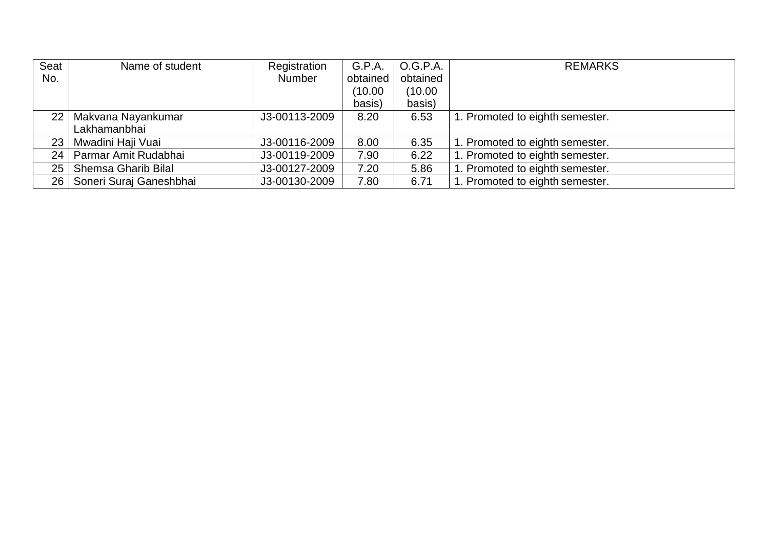| Seat No. | Name of student | Registration Number | G.P.A. obtained (10.00 basis) | O.G.P.A. obtained (10.00 basis) | REMARKS |
|---|---|---|---|---|---|
| 22 | Makvana Nayankumar Lakhamanbhai | J3-00113-2009 | 8.20 | 6.53 | 1. Promoted to eighth semester. |
| 23 | Mwadini Haji Vuai | J3-00116-2009 | 8.00 | 6.35 | 1. Promoted to eighth semester. |
| 24 | Parmar Amit Rudabhai | J3-00119-2009 | 7.90 | 6.22 | 1. Promoted to eighth semester. |
| 25 | Shemsa Gharib Bilal | J3-00127-2009 | 7.20 | 5.86 | 1. Promoted to eighth semester. |
| 26 | Soneri Suraj Ganeshbhai | J3-00130-2009 | 7.80 | 6.71 | 1. Promoted to eighth semester. |